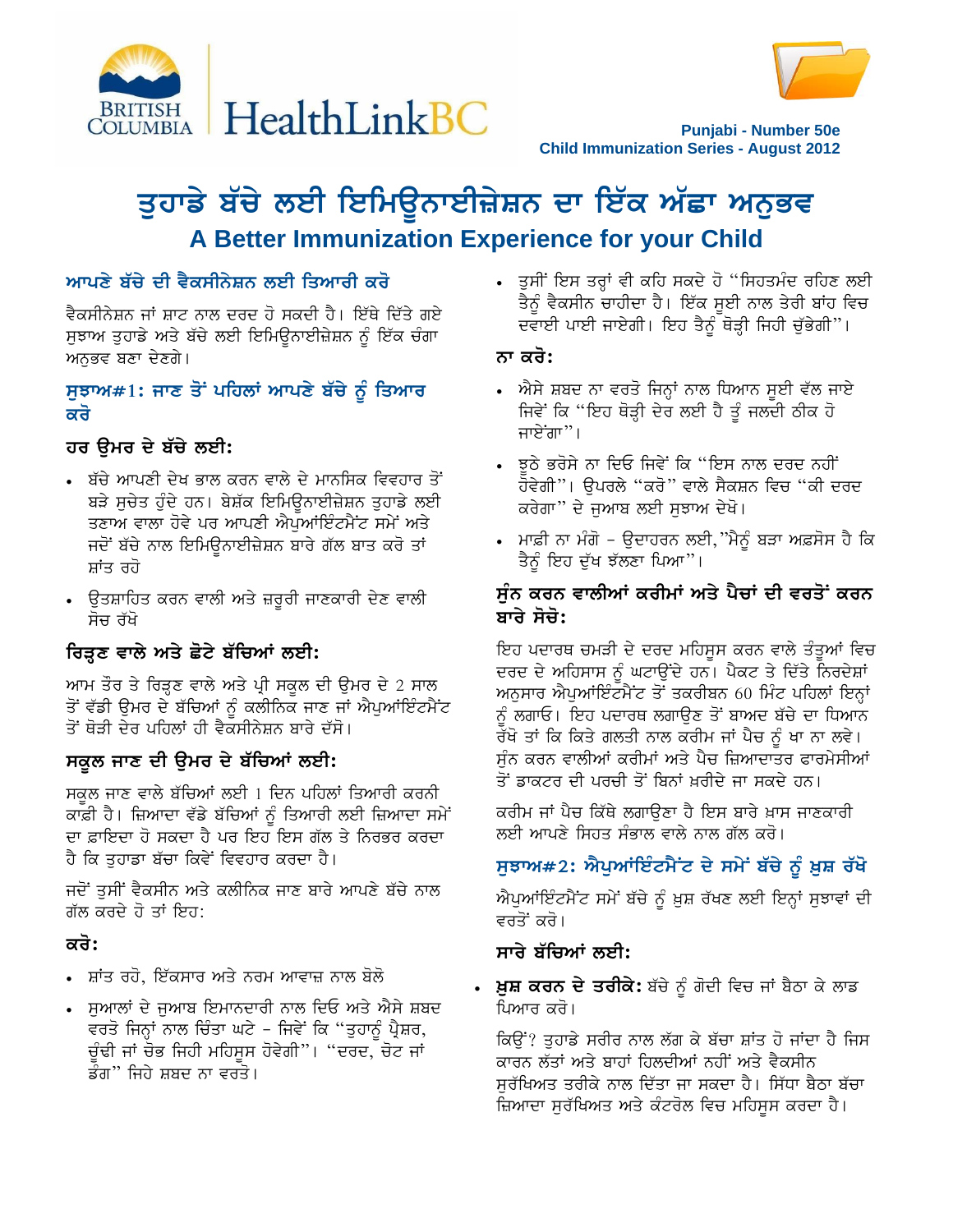Punjabi - Number 50e
Child Immunization Series - August 2012

# ਤੁਹਾਡੇ ਬੱਚੇ ਲਈ ਇਮਿਊਨਾਈਜ਼ੇਸ਼ਨ ਦਾ ਇੱਕ ਅੱਛਾ ਅਨੁਭਵ
# A Better Immunization Experience for your Child

## ਆਪਣੇ ਬੱਚੇ ਦੀ ਵੈਕਸੀਨੇਸ਼ਨ ਲਈ ਤਿਆਰੀ ਕਰੋ

ਵੈਕਸੀਨੇਸ਼ਨ ਜਾਂ ਸ਼ਾਟ ਨਾਲ ਦਰਦ ਹੋ ਸਕਦੀ ਹੈ। ਇੱਥੇ ਦਿੱਤੇ ਗਏ ਸੁਝਾਅ ਤੁਹਾਡੇ ਅਤੇ ਬੱਚੇ ਲਈ ਇਮਿਊਨਾਈਜ਼ੇਸ਼ਨ ਨੂੰ ਇੱਕ ਚੰਗਾ ਅਨੁਭਵ ਬਣਾ ਦੇਣਗੇ।

## ਸੁਝਾਅ#1: ਜਾਣ ਤੋਂ ਪਹਿਲਾਂ ਆਪਣੇ ਬੱਚੇ ਨੂੰ ਤਿਆਰ ਕਰੋ

### ਹਰ ਉਮਰ ਦੇ ਬੱਚੇ ਲਈ:

- ਬੱਚੇ ਆਪਣੀ ਦੇਖ ਭਾਲ ਕਰਨ ਵਾਲੇ ਦੇ ਮਾਨਸਿਕ ਵਿਵਹਾਰ ਤੋਂ ਬੜੇ ਸੁਚੇਤ ਹੁੰਦੇ ਹਨ। ਬੇਸ਼ੱਕ ਇਮਿਊਨਾਈਜ਼ੇਸ਼ਨ ਤੁਹਾਡੇ ਲਈ ਤਣਾਅ ਵਾਲਾ ਹੋਵੇ ਪਰ ਆਪਣੀ ਐਪੁਆਂਇੰਟਮੈਂਟ ਸਮੇਂ ਅਤੇ ਜਦੋਂ ਬੱਚੇ ਨਾਲ ਇਮਿਊਨਾਈਜ਼ੇਸ਼ਨ ਬਾਰੇ ਗੱਲ ਬਾਤ ਕਰੋ ਤਾਂ ਸ਼ਾਂਤ ਰਹੋ
- ਉਤਸ਼ਾਹਿਤ ਕਰਨ ਵਾਲੀ ਅਤੇ ਜ਼ਰੂਰੀ ਜਾਣਕਾਰੀ ਦੇਣ ਵਾਲੀ ਸੋਚ ਰੱਖੋ

### ਰਿੜ੍ਹਣ ਵਾਲੇ ਅਤੇ ਛੋਟੇ ਬੱਚਿਆਂ ਲਈ:

ਆਮ ਤੌਰ ਤੇ ਰਿੜ੍ਹਣ ਵਾਲੇ ਅਤੇ ਪ੍ਰੀ ਸਕੂਲ ਦੀ ਉਮਰ ਦੇ 2 ਸਾਲ ਤੋਂ ਵੱਡੀ ਉਮਰ ਦੇ ਬੱਚਿਆਂ ਨੂੰ ਕਲੀਨਿਕ ਜਾਣ ਜਾਂ ਐਪੁਆਂਇੰਟਮੈਂਟ ਤੋਂ ਥੋੜੀ ਦੇਰ ਪਹਿਲਾਂ ਹੀ ਵੈਕਸੀਨੇਸ਼ਨ ਬਾਰੇ ਦੱਸੋ।

### ਸਕੂਲ ਜਾਣ ਦੀ ਉਮਰ ਦੇ ਬੱਚਿਆਂ ਲਈ:

ਸਕੂਲ ਜਾਣ ਵਾਲੇ ਬੱਚਿਆਂ ਲਈ 1 ਦਿਨ ਪਹਿਲਾਂ ਤਿਆਰੀ ਕਰਨੀ ਕਾਫ਼ੀ ਹੈ। ਜ਼ਿਆਦਾ ਵੱਡੇ ਬੱਚਿਆਂ ਨੂੰ ਤਿਆਰੀ ਲਈ ਜ਼ਿਆਦਾ ਸਮੇਂ ਦਾ ਫ਼ਾਇਦਾ ਹੋ ਸਕਦਾ ਹੈ ਪਰ ਇਹ ਇਸ ਗੱਲ ਤੇ ਨਿਰਭਰ ਕਰਦਾ ਹੈ ਕਿ ਤੁਹਾਡਾ ਬੱਚਾ ਕਿਵੇਂ ਵਿਵਹਾਰ ਕਰਦਾ ਹੈ।

ਜਦੋਂ ਤੁਸੀਂ ਵੈਕਸੀਨ ਅਤੇ ਕਲੀਨਿਕ ਜਾਣ ਬਾਰੇ ਆਪਣੇ ਬੱਚੇ ਨਾਲ ਗੱਲ ਕਰਦੇ ਹੋ ਤਾਂ ਇਹ:

### ਕਰੋ:

- ਸ਼ਾਂਤ ਰਹੋ, ਇੱਕਸਾਰ ਅਤੇ ਨਰਮ ਆਵਾਜ਼ ਨਾਲ ਬੋਲੋ
- ਸੁਆਲਾਂ ਦੇ ਜੁਆਬ ਇਮਾਨਦਾਰੀ ਨਾਲ ਦਿਓ ਅਤੇ ਐਸੇ ਸ਼ਬਦ ਵਰਤੋ ਜਿਨ੍ਹਾਂ ਨਾਲ ਚਿੰਤਾ ਘਟੇ – ਜਿਵੇਂ ਕਿ "ਤੁਹਾਨੂੰ ਪ੍ਰੈਸ਼ਰ, ਚੂੰਢੀ ਜਾਂ ਚੋਭ ਜਿਹੀ ਮਹਿਸੂਸ ਹੋਵੇਗੀ"। "ਦਰਦ, ਚੋਟ ਜਾਂ ਡੰਗ" ਜਿਹੇ ਸ਼ਬਦ ਨਾ ਵਰਤੋ।
- ਤੁਸੀਂ ਇਸ ਤਰ੍ਹਾਂ ਵੀ ਕਹਿ ਸਕਦੇ ਹੋ "ਸਿਹਤਮੰਦ ਰਹਿਣ ਲਈ ਤੈਨੂੰ ਵੈਕਸੀਨ ਚਾਹੀਦਾ ਹੈ। ਇੱਕ ਸੂਈ ਨਾਲ ਤੇਰੀ ਬਾਂਹ ਵਿਚ ਦਵਾਈ ਪਾਈ ਜਾਏਗੀ। ਇਹ ਤੈਨੂੰ ਥੋੜ੍ਹੀ ਜਿਹੀ ਚੁੱਭੇਗੀ"।

### ਨਾ ਕਰੋ:

- ਐਸੇ ਸ਼ਬਦ ਨਾ ਵਰਤੋ ਜਿਨ੍ਹਾਂ ਨਾਲ ਧਿਆਨ ਸੂਈ ਵੱਲ ਜਾਏ ਜਿਵੇਂ ਕਿ "ਇਹ ਥੋੜ੍ਹੀ ਦੇਰ ਲਈ ਹੈ ਤੂੰ ਜਲਦੀ ਠੀਕ ਹੋ ਜਾਏਂਗਾ"।
- ਝੂਠੇ ਭਰੋਸੇ ਨਾ ਦਿਓ ਜਿਵੇਂ ਕਿ "ਇਸ ਨਾਲ ਦਰਦ ਨਹੀਂ ਹੋਵੇਗੀ"। ਉਪਰਲੇ "ਕਰੋ" ਵਾਲੇ ਸੈਕਸ਼ਨ ਵਿਚ "ਕੀ ਦਰਦ ਕਰੇਗਾ" ਦੇ ਜੁਆਬ ਲਈ ਸੁਝਾਅ ਦੇਖੋ।
- ਮਾਫ਼ੀ ਨਾ ਮੰਗੋ – ਉਦਾਹਰਨ ਲਈ,"ਮੈਨੂੰ ਬੜਾ ਅਫ਼ਸੋਸ ਹੈ ਕਿ ਤੈਨੂੰ ਇਹ ਦੁੱਖ ਝੱਲਣਾ ਪਿਆ"।

### ਸੁੰਨ ਕਰਨ ਵਾਲੀਆਂ ਕਰੀਮਾਂ ਅਤੇ ਪੈਚਾਂ ਦੀ ਵਰਤੋਂ ਕਰਨ ਬਾਰੇ ਸੋਚੋ:

ਇਹ ਪਦਾਰਥ ਚਮੜੀ ਦੇ ਦਰਦ ਮਹਿਸੂਸ ਕਰਨ ਵਾਲੇ ਤੰਤੂਆਂ ਵਿਚ ਦਰਦ ਦੇ ਅਹਿਸਾਸ ਨੂੰ ਘਟਾਉਂਦੇ ਹਨ। ਪੈਕਟ ਤੇ ਦਿੱਤੇ ਨਿਰਦੇਸ਼ਾਂ ਅਨੁਸਾਰ ਐਪੁਆਂਇੰਟਮੈਂਟ ਤੋਂ ਤਕਰੀਬਨ 60 ਮਿੰਟ ਪਹਿਲਾਂ ਇਨ੍ਹਾਂ ਨੂੰ ਲਗਾਓ। ਇਹ ਪਦਾਰਥ ਲਗਾਉਣ ਤੋਂ ਬਾਅਦ ਬੱਚੇ ਦਾ ਧਿਆਨ ਰੱਖੋ ਤਾਂ ਕਿ ਕਿਤੇ ਗਲਤੀ ਨਾਲ ਕਰੀਮ ਜਾਂ ਪੈਚ ਨੂੰ ਖਾ ਨਾ ਲਵੇ। ਸੁੰਨ ਕਰਨ ਵਾਲੀਆਂ ਕਰੀਮਾਂ ਅਤੇ ਪੈਚ ਜ਼ਿਆਦਾਤਰ ਫਾਰਮੇਸੀਆਂ ਤੋਂ ਡਾਕਟਰ ਦੀ ਪਰਚੀ ਤੋਂ ਬਿਨਾਂ ਖ਼ਰੀਦੇ ਜਾ ਸਕਦੇ ਹਨ।

ਕਰੀਮ ਜਾਂ ਪੈਚ ਕਿੱਥੇ ਲਗਾਉਣਾ ਹੈ ਇਸ ਬਾਰੇ ਖ਼ਾਸ ਜਾਣਕਾਰੀ ਲਈ ਆਪਣੇ ਸਿਹਤ ਸੰਭਾਲ ਵਾਲੇ ਨਾਲ ਗੱਲ ਕਰੋ।

## ਸੁਝਾਅ#2: ਐਪੁਆਂਇੰਟਮੈਂਟ ਦੇ ਸਮੇਂ ਬੱਚੇ ਨੂੰ ਖ਼ੁਸ਼ ਰੱਖੋ

ਐਪੁਆਂਇੰਟਮੈਂਟ ਸਮੇਂ ਬੱਚੇ ਨੂੰ ਖ਼ੁਸ਼ ਰੱਖਣ ਲਈ ਇਨ੍ਹਾਂ ਸੁਝਾਵਾਂ ਦੀ ਵਰਤੋਂ ਕਰੋ।

### ਸਾਰੇ ਬੱਚਿਆਂ ਲਈ:

- **ਖ਼ੁਸ਼ ਕਰਨ ਦੇ ਤਰੀਕੇ:** ਬੱਚੇ ਨੂੰ ਗੋਦੀ ਵਿਚ ਜਾਂ ਬੈਠਾ ਕੇ ਲਾਡ ਪਿਆਰ ਕਰੋ।

  ਕਿਉਂ? ਤੁਹਾਡੇ ਸਰੀਰ ਨਾਲ ਲੱਗ ਕੇ ਬੱਚਾ ਸ਼ਾਂਤ ਹੋ ਜਾਂਦਾ ਹੈ ਜਿਸ ਕਾਰਨ ਲੱਤਾਂ ਅਤੇ ਬਾਹਾਂ ਹਿਲਦੀਆਂ ਨਹੀਂ ਅਤੇ ਵੈਕਸੀਨ ਸੁਰੱਖਿਅਤ ਤਰੀਕੇ ਨਾਲ ਦਿੱਤਾ ਜਾ ਸਕਦਾ ਹੈ। ਸਿੱਧਾ ਬੈਠਾ ਬੱਚਾ ਜ਼ਿਆਦਾ ਸੁਰੱਖਿਅਤ ਅਤੇ ਕੰਟਰੋਲ ਵਿਚ ਮਹਿਸੂਸ ਕਰਦਾ ਹੈ।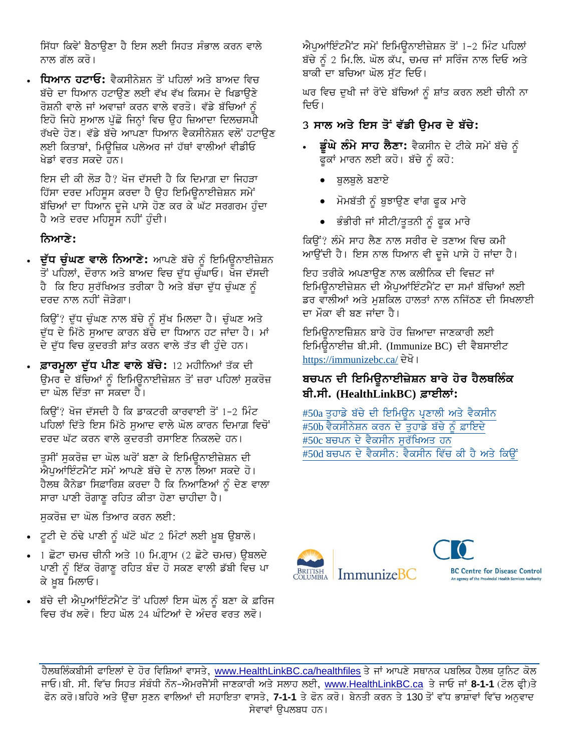ਸਿੱਧਾ ਕਿਵੇਂ ਬੈਠਾਉਣਾ ਹੈ ਇਸ ਲਈ ਸਿਹਤ ਸੰਭਾਲ ਕਰਨ ਵਾਲੇ ਨਾਲ ਗੱਲ ਕਰੋ।

- **ਧਿਆਨ ਹਟਾਓ:** ਵੈਕਸੀਨੇਸ਼ਨ ਤੋਂ ਪਹਿਲਾਂ ਅਤੇ ਬਾਅਦ ਵਿਚ ਬੱਚੇ ਦਾ ਧਿਆਨ ਹਟਾਉਣ ਲਈ ਵੱਖ ਵੱਖ ਕਿਸਮ ਦੇ ਖਿਡਾਉਣੇ ਰੋਸ਼ਨੀ ਵਾਲੇ ਜਾਂ ਅਵਾਜ਼ਾਂ ਕਰਨ ਵਾਲੇ ਵਰਤੋ। ਵੱਡੇ ਬੱਚਿਆਂ ਨੂੰ ਇਹੋ ਜਿਹੇ ਸੁਆਲ ਪੁੱਛੋ ਜਿਨ੍ਹਾਂ ਵਿਚ ਉਹ ਜ਼ਿਆਦਾ ਦਿਲਚਸਪੀ ਰੱਖਦੇ ਹੋਣ। ਵੱਡੇ ਬੱਚੇ ਆਪਣਾ ਧਿਆਨ ਵੈਕਸੀਨੇਸ਼ਨ ਵਲੋਂ ਹਟਾਉਣ ਲਈ ਕਿਤਾਬਾਂ, ਮਿਊਜ਼ਿਕ ਪਲੇਅਰ ਜਾਂ ਹੱਥਾਂ ਵਾਲੀਆਂ ਵੀਡੀਓ ਖੇਡਾਂ ਵਰਤ ਸਕਦੇ ਹਨ।

  ਇਸ ਦੀ ਕੀ ਲੋੜ ਹੈ? ਖੋਜ ਦੱਸਦੀ ਹੈ ਕਿ ਦਿਮਾਗ਼ ਦਾ ਜਿਹੜਾ ਹਿੱਸਾ ਦਰਦ ਮਹਿਸੂਸ ਕਰਦਾ ਹੈ ਉਹ ਇਮਿਊਨਾਈਜ਼ੇਸ਼ਨ ਸਮੇਂ ਬੱਚਿਆਂ ਦਾ ਧਿਆਨ ਦੂਜੇ ਪਾਸੇ ਹੋਣ ਕਰ ਕੇ ਘੱਟ ਸਰਗਰਮ ਹੁੰਦਾ ਹੈ ਅਤੇ ਦਰਦ ਮਹਿਸੂਸ ਨਹੀਂ ਹੁੰਦੀ।

### ਨਿਆਣੇ:

- **ਦੁੱਧ ਚੁੰਘਣ ਵਾਲੇ ਨਿਆਣੇ:** ਆਪਣੇ ਬੱਚੇ ਨੂੰ ਇਮਿਊਨਾਈਜ਼ੇਸ਼ਨ ਤੋਂ ਪਹਿਲਾਂ, ਦੌਰਾਨ ਅਤੇ ਬਾਅਦ ਵਿਚ ਦੁੱਧ ਚੁੰਘਾਓ। ਖੋਜ ਦੱਸਦੀ ਹੈ ਕਿ ਇਹ ਸੁਰੱਖਿਅਤ ਤਰੀਕਾ ਹੈ ਅਤੇ ਬੱਚਾ ਦੁੱਧ ਚੁੰਘਣ ਨੂੰ ਦਰਦ ਨਾਲ ਨਹੀਂ ਜੋੜੇਗਾ।

  ਕਿਉਂ? ਦੁੱਧ ਚੁੰਘਣ ਨਾਲ ਬੱਚੇ ਨੂੰ ਸੁੱਖ ਮਿਲਦਾ ਹੈ। ਚੁੰਘਣ ਅਤੇ ਦੁੱਧ ਦੇ ਮਿੱਠੇ ਸੁਆਦ ਕਾਰਨ ਬੱਚੇ ਦਾ ਧਿਆਨ ਹਟ ਜਾਂਦਾ ਹੈ। ਮਾਂ ਦੇ ਦੁੱਧ ਵਿਚ ਕੁਦਰਤੀ ਸ਼ਾਂਤ ਕਰਨ ਵਾਲੇ ਤੱਤ ਵੀ ਹੁੰਦੇ ਹਨ।

- **ਫ਼ਾਰਮੂਲਾ ਦੁੱਧ ਪੀਣ ਵਾਲੇ ਬੱਚੇ:** 12 ਮਹੀਨਿਆਂ ਤੱਕ ਦੀ ਉਮਰ ਦੇ ਬੱਚਿਆਂ ਨੂੰ ਇਮਿਊਨਾਈਜ਼ੇਸ਼ਨ ਤੋਂ ਜ਼ਰਾ ਪਹਿਲਾਂ ਸੁਕਰੋਜ਼ ਦਾ ਘੋਲ ਦਿੱਤਾ ਜਾ ਸਕਦਾ ਹੈ।

  ਕਿਉਂ? ਖੋਜ ਦੱਸਦੀ ਹੈ ਕਿ ਡਾਕਟਰੀ ਕਾਰਵਾਈ ਤੋਂ 1-2 ਮਿੰਟ ਪਹਿਲਾਂ ਦਿੱਤੇ ਇਸ ਮਿੱਠੇ ਸੁਆਦ ਵਾਲੇ ਘੋਲ ਕਾਰਨ ਦਿਮਾਗ਼ ਵਿਚੋਂ ਦਰਦ ਘੱਟ ਕਰਨ ਵਾਲੇ ਕੁਦਰਤੀ ਰਸਾਇਣ ਨਿਕਲਦੇ ਹਨ।

  ਤੁਸੀਂ ਸੁਕਰੋਜ਼ ਦਾ ਘੋਲ ਘਰੋਂ ਬਣਾ ਕੇ ਇਮਿਊਨਾਈਜ਼ੇਸ਼ਨ ਦੀ ਐਪੁਆਂਇੰਟਮੈਂਟ ਸਮੇਂ ਆਪਣੇ ਬੱਚੇ ਦੇ ਨਾਲ ਲਿਆ ਸਕਦੇ ਹੋ। ਹੈਲਥ ਕੈਨੇਡਾ ਸਿਫ਼ਾਰਿਸ਼ ਕਰਦਾ ਹੈ ਕਿ ਨਿਆਣਿਆਂ ਨੂੰ ਦੇਣ ਵਾਲਾ ਸਾਰਾ ਪਾਣੀ ਰੋਗਾਣੂ ਰਹਿਤ ਕੀਤਾ ਹੋਣਾ ਚਾਹੀਦਾ ਹੈ।

  ਸੁਕਰੋਜ਼ ਦਾ ਘੋਲ ਤਿਆਰ ਕਰਨ ਲਈ:

- ਟੂਟੀ ਦੇ ਠੰਢੇ ਪਾਣੀ ਨੂੰ ਘੱਟੋ ਘੱਟ 2 ਮਿੰਟਾਂ ਲਈ ਖ਼ੂਬ ਉਬਾਲੋ।
- 1 ਛੋਟਾ ਚਮਚ ਚੀਨੀ ਅਤੇ 10 ਮਿ.ਗ੍ਰਾਮ (2 ਛੋਟੇ ਚਮਚ) ਉਬਲਦੇ ਪਾਣੀ ਨੂੰ ਇੱਕ ਰੋਗਾਣੂ ਰਹਿਤ ਬੰਦ ਹੋ ਸਕਣ ਵਾਲੀ ਡੱਬੀ ਵਿਚ ਪਾ ਕੇ ਖ਼ੂਬ ਮਿਲਾਓ।
- ਬੱਚੇ ਦੀ ਐਪੁਆਂਇੰਟਮੈਂਟ ਤੋਂ ਪਹਿਲਾਂ ਇਸ ਘੋਲ ਨੂੰ ਬਣਾ ਕੇ ਫ਼ਰਿਜ ਵਿਚ ਰੱਖ ਲਵੋ। ਇਹ ਘੋਲ 24 ਘੰਟਿਆਂ ਦੇ ਅੰਦਰ ਵਰਤ ਲਵੋ।

ਐਪੁਆਂਇੰਟਮੈਂਟ ਸਮੇਂ ਇਮਿਊਨਾਈਜ਼ੇਸ਼ਨ ਤੋਂ 1-2 ਮਿੰਟ ਪਹਿਲਾਂ ਬੱਚੇ ਨੂੰ 2 ਮਿ.ਲਿ. ਘੋਲ ਕੱਪ, ਚਮਚ ਜਾਂ ਸਰਿੰਜ ਨਾਲ ਦਿਓ ਅਤੇ ਬਾਕੀ ਦਾ ਬਚਿਆ ਘੋਲ ਸੁੱਟ ਦਿਓ।

ਘਰ ਵਿਚ ਦੁਖੀ ਜਾਂ ਰੋਂਦੇ ਬੱਚਿਆਂ ਨੂੰ ਸ਼ਾਂਤ ਕਰਨ ਲਈ ਚੀਨੀ ਨਾ ਦਿਓ।

### 3 ਸਾਲ ਅਤੇ ਇਸ ਤੋਂ ਵੱਡੀ ਉਮਰ ਦੇ ਬੱਚੇ:

- **ਡੂੰਘੇ ਲੰਮੇ ਸਾਹ ਲੈਣਾ:** ਵੈਕਸੀਨ ਦੇ ਟੀਕੇ ਸਮੇਂ ਬੱਚੇ ਨੂੰ ਫੂਕਾਂ ਮਾਰਨ ਲਈ ਕਹੋ। ਬੱਚੇ ਨੂੰ ਕਹੋ:
  - ਬੁਲਬੁਲੇ ਬਣਾਏ
  - ਮੋਮਬੱਤੀ ਨੂੰ ਬੁਝਾਉਣ ਵਾਂਗ ਫੂਕ ਮਾਰੇ
  - ਭੰਭੀਰੀ ਜਾਂ ਸੀਟੀ/ਤੂਤਨੀ ਨੂੰ ਫੂਕ ਮਾਰੇ

ਕਿਉਂ? ਲੰਮੇ ਸਾਹ ਲੈਣ ਨਾਲ ਸਰੀਰ ਦੇ ਤਣਾਅ ਵਿਚ ਕਮੀ ਆਉਂਦੀ ਹੈ। ਇਸ ਨਾਲ ਧਿਆਨ ਵੀ ਦੂਜੇ ਪਾਸੇ ਹੋ ਜਾਂਦਾ ਹੈ।

ਇਹ ਤਰੀਕੇ ਅਪਣਾਉਣ ਨਾਲ ਕਲੀਨਿਕ ਦੀ ਵਿਜ਼ਟ ਜਾਂ ਇਮਿਊਨਾਈਜ਼ੇਸ਼ਨ ਦੀ ਐਪੁਆਂਇੰਟਮੈਂਟ ਦਾ ਸਮਾਂ ਬੱਚਿਆਂ ਲਈ ਡਰ ਵਾਲੀਆਂ ਅਤੇ ਮੁਸ਼ਕਿਲ ਹਾਲਤਾਂ ਨਾਲ ਨਜਿੱਠਣ ਦੀ ਸਿਖਲਾਈ ਦਾ ਮੌਕਾ ਵੀ ਬਣ ਜਾਂਦਾ ਹੈ।

ਇਮਿਊਨਾਇਜ਼ਿਸ਼ਨ ਬਾਰੇ ਹੋਰ ਜ਼ਿਆਦਾ ਜਾਣਕਾਰੀ ਲਈ ਇਮਿਊਨਾਈਜ਼ ਬੀ.ਸੀ. (Immunize BC) ਦੀ ਵੈਬਸਾਈਟ https://immunizebc.ca/ ਦੇਖੋ।

### ਬਚਪਨ ਦੀ ਇਮਿਊਨਾਈਜ਼ੇਸ਼ਨ ਬਾਰੇ ਹੋਰ ਹੈਲਥਲਿੰਕ ਬੀ.ਸੀ. (HealthLinkBC) ਫ਼ਾਈਲਾਂ:

- #50a ਤੁਹਾਡੇ ਬੱਚੇ ਦੀ ਇਮਿਊਨ ਪ੍ਰਣਾਲੀ ਅਤੇ ਵੈਕਸੀਨ
- #50b ਵੈਕਸੀਨੇਸ਼ਨ ਕਰਨ ਦੇ ਤੁਹਾਡੇ ਬੱਚੇ ਨੂੰ ਫ਼ਾਇਦੇ
- #50c ਬਚਪਨ ਦੇ ਵੈਕਸੀਨ ਸੁਰੱਖਿਅਤ ਹਨ
- #50d ਬਚਪਨ ਦੇ ਵੈਕਸੀਨ: ਵੈਕਸੀਨ ਵਿੱਚ ਕੀ ਹੈ ਅਤੇ ਕਿਉਂ

BRITISH COLUMBIA | ImmunizeBC

BC Centre for Disease Control
An agency of the Provincial Health Services Authority

ਹੈਲਥਲਿੰਕਬੀਸੀ ਫਾਇਲਾਂ ਦੇ ਹੋਰ ਵਿਸ਼ਿਆਂ ਵਾਸਤੇ, www.HealthLinkBC.ca/healthfiles ਤੇ ਜਾਂ ਆਪਣੇ ਸਥਾਨਕ ਪਬਲਿਕ ਹੈਲਥ ਯੂਨਿਟ ਕੋਲ ਜਾਓ।ਬੀ. ਸੀ. ਵਿੱਚ ਸਿਹਤ ਸੰਬੰਧੀ ਨੌਨ-ਐਮਰਜੈਂਸੀ ਜਾਣਕਾਰੀ ਅਤੇ ਸਲਾਹ ਲਈ, www.HealthLinkBC.ca ਤੇ ਜਾਓ ਜਾਂ **8-1-1** (ਟੋਲ ਫ੍ਰੀ)ਤੇ ਫੋਨ ਕਰੋ।ਬਹਿਰੇ ਅਤੇ ਉੱਚਾ ਸੁਣਨ ਵਾਲਿਆਂ ਦੀ ਸਹਾਇਤਾ ਵਾਸਤੇ, **7-1-1** ਤੇ ਫੋਨ ਕਰੋ। ਬੇਨਤੀ ਕਰਨ ਤੇ 130 ਤੋਂ ਵੱਧ ਭਾਸ਼ਾਵਾਂ ਵਿੱਚ ਅਨੁਵਾਦ ਸੇਵਾਵਾਂ ਉਪਲਬਧ ਹਨ।